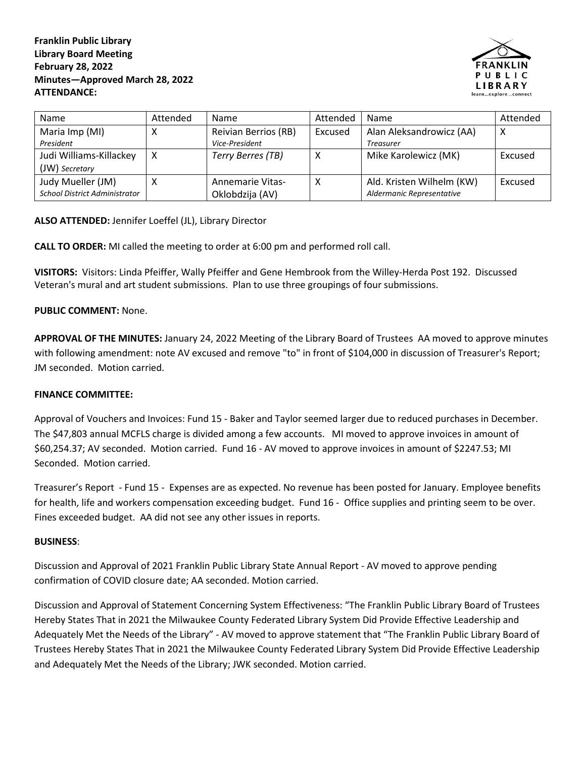**Franklin Public Library**
**Library Board Meeting**
**February 28, 2022**
**Minutes—Approved March 28, 2022**
**ATTENDANCE:**

| Name | Attended | Name | Attended | Name | Attended |
|---|---|---|---|---|---|
| Maria Imp (MI) *President* | X | Reivian Berrios (RB) *Vice-President* | Excused | Alan Aleksandrowicz (AA) *Treasurer* | X |
| Judi Williams-Killackey (JW) *Secretary* | X | *Terry Berres (TB)* | X | Mike Karolewicz (MK) | Excused |
| Judy Mueller (JM) *School District Administrator* | X | Annemarie Vitas-Oklobdzija (AV) | X | Ald. Kristen Wilhelm (KW) *Aldermanic Representative* | Excused |

**ALSO ATTENDED:** Jennifer Loeffel (JL), Library Director

**CALL TO ORDER:** MI called the meeting to order at 6:00 pm and performed roll call.

**VISITORS:** Visitors: Linda Pfeiffer, Wally Pfeiffer and Gene Hembrook from the Willey-Herda Post 192. Discussed Veteran's mural and art student submissions. Plan to use three groupings of four submissions.

**PUBLIC COMMENT:** None.

**APPROVAL OF THE MINUTES:** January 24, 2022 Meeting of the Library Board of Trustees AA moved to approve minutes with following amendment: note AV excused and remove "to" in front of $104,000 in discussion of Treasurer's Report; JM seconded. Motion carried.

**FINANCE COMMITTEE:**

Approval of Vouchers and Invoices: Fund 15 - Baker and Taylor seemed larger due to reduced purchases in December. The $47,803 annual MCFLS charge is divided among a few accounts. MI moved to approve invoices in amount of $60,254.37; AV seconded. Motion carried. Fund 16 - AV moved to approve invoices in amount of $2247.53; MI Seconded. Motion carried.

Treasurer's Report - Fund 15 - Expenses are as expected. No revenue has been posted for January. Employee benefits for health, life and workers compensation exceeding budget. Fund 16 - Office supplies and printing seem to be over. Fines exceeded budget. AA did not see any other issues in reports.

**BUSINESS**:

Discussion and Approval of 2021 Franklin Public Library State Annual Report - AV moved to approve pending confirmation of COVID closure date; AA seconded. Motion carried.

Discussion and Approval of Statement Concerning System Effectiveness: "The Franklin Public Library Board of Trustees Hereby States That in 2021 the Milwaukee County Federated Library System Did Provide Effective Leadership and Adequately Met the Needs of the Library" - AV moved to approve statement that "The Franklin Public Library Board of Trustees Hereby States That in 2021 the Milwaukee County Federated Library System Did Provide Effective Leadership and Adequately Met the Needs of the Library; JWK seconded. Motion carried.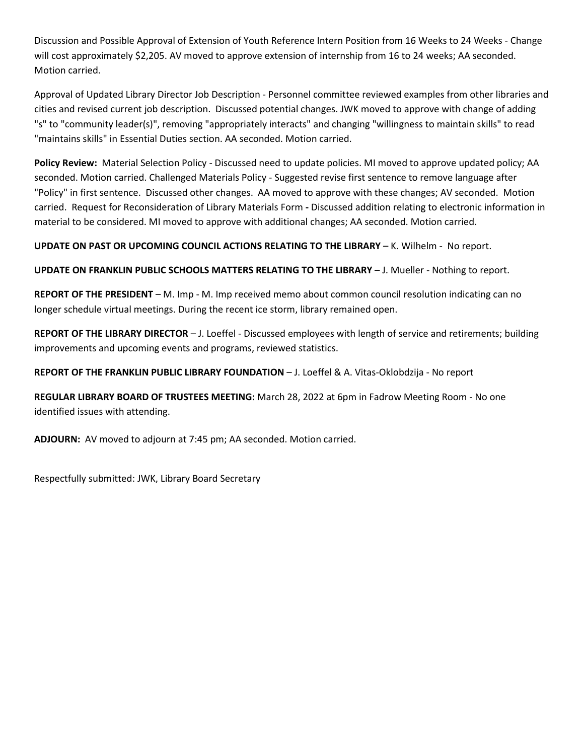Discussion and Possible Approval of Extension of Youth Reference Intern Position from 16 Weeks to 24 Weeks - Change will cost approximately $2,205. AV moved to approve extension of internship from 16 to 24 weeks; AA seconded. Motion carried.

Approval of Updated Library Director Job Description - Personnel committee reviewed examples from other libraries and cities and revised current job description. Discussed potential changes. JWK moved to approve with change of adding "s" to "community leader(s)", removing "appropriately interacts" and changing "willingness to maintain skills" to read "maintains skills" in Essential Duties section. AA seconded. Motion carried.

**Policy Review:** Material Selection Policy - Discussed need to update policies. MI moved to approve updated policy; AA seconded. Motion carried. Challenged Materials Policy - Suggested revise first sentence to remove language after "Policy" in first sentence. Discussed other changes. AA moved to approve with these changes; AV seconded. Motion carried. Request for Reconsideration of Library Materials Form **-** Discussed addition relating to electronic information in material to be considered. MI moved to approve with additional changes; AA seconded. Motion carried.

**UPDATE ON PAST OR UPCOMING COUNCIL ACTIONS RELATING TO THE LIBRARY** – K. Wilhelm - No report.

**UPDATE ON FRANKLIN PUBLIC SCHOOLS MATTERS RELATING TO THE LIBRARY** – J. Mueller - Nothing to report.

**REPORT OF THE PRESIDENT** – M. Imp - M. Imp received memo about common council resolution indicating can no longer schedule virtual meetings. During the recent ice storm, library remained open.

**REPORT OF THE LIBRARY DIRECTOR** – J. Loeffel - Discussed employees with length of service and retirements; building improvements and upcoming events and programs, reviewed statistics.

**REPORT OF THE FRANKLIN PUBLIC LIBRARY FOUNDATION** – J. Loeffel & A. Vitas-Oklobdzija - No report

**REGULAR LIBRARY BOARD OF TRUSTEES MEETING:** March 28, 2022 at 6pm in Fadrow Meeting Room - No one identified issues with attending.

**ADJOURN:** AV moved to adjourn at 7:45 pm; AA seconded. Motion carried.

Respectfully submitted: JWK, Library Board Secretary